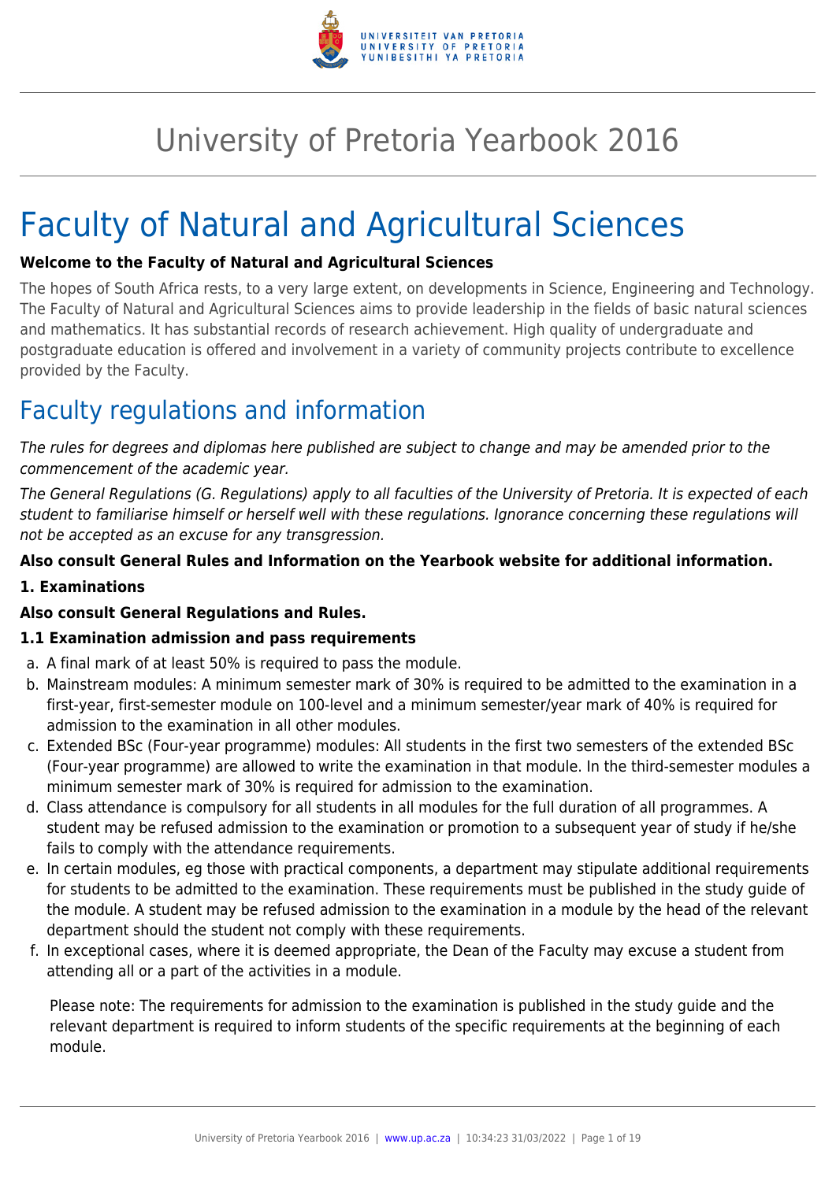# University of Pretoria Yearbook 2016

# Faculty of Natural and Agricultural Sciences

**Welcome to the Faculty of Natural and Agricultural Sciences**

The hopes of South Africa rests, to a very large extent, on developments in Science, Engineering and Technology. The Faculty of Natural and Agricultural Sciences aims to provide leadership in the fields of basic natural sciences and mathematics. It has substantial records of research achievement. High quality of undergraduate and postgraduate education is offered and involvement in a variety of community projects contribute to excellence provided by the Faculty.

## Faculty regulations and information

*The rules for degrees and diplomas here published are subject to change and may be amended prior to the commencement of the academic year.*

*The General Regulations (G. Regulations) apply to all faculties of the University of Pretoria. It is expected of each student to familiarise himself or herself well with these regulations. Ignorance concerning these regulations will not be accepted as an excuse for any transgression.*

**Also consult General Rules and Information on the Yearbook website for additional information.**

**1. Examinations**

**Also consult General Regulations and Rules.**

**1.1 Examination admission and pass requirements**

a. A final mark of at least 50% is required to pass the module.
b. Mainstream modules: A minimum semester mark of 30% is required to be admitted to the examination in a first-year, first-semester module on 100-level and a minimum semester/year mark of 40% is required for admission to the examination in all other modules.
c. Extended BSc (Four-year programme) modules: All students in the first two semesters of the extended BSc (Four-year programme) are allowed to write the examination in that module. In the third-semester modules a minimum semester mark of 30% is required for admission to the examination.
d. Class attendance is compulsory for all students in all modules for the full duration of all programmes. A student may be refused admission to the examination or promotion to a subsequent year of study if he/she fails to comply with the attendance requirements.
e. In certain modules, eg those with practical components, a department may stipulate additional requirements for students to be admitted to the examination. These requirements must be published in the study guide of the module. A student may be refused admission to the examination in a module by the head of the relevant department should the student not comply with these requirements.
f. In exceptional cases, where it is deemed appropriate, the Dean of the Faculty may excuse a student from attending all or a part of the activities in a module.

Please note: The requirements for admission to the examination is published in the study guide and the relevant department is required to inform students of the specific requirements at the beginning of each module.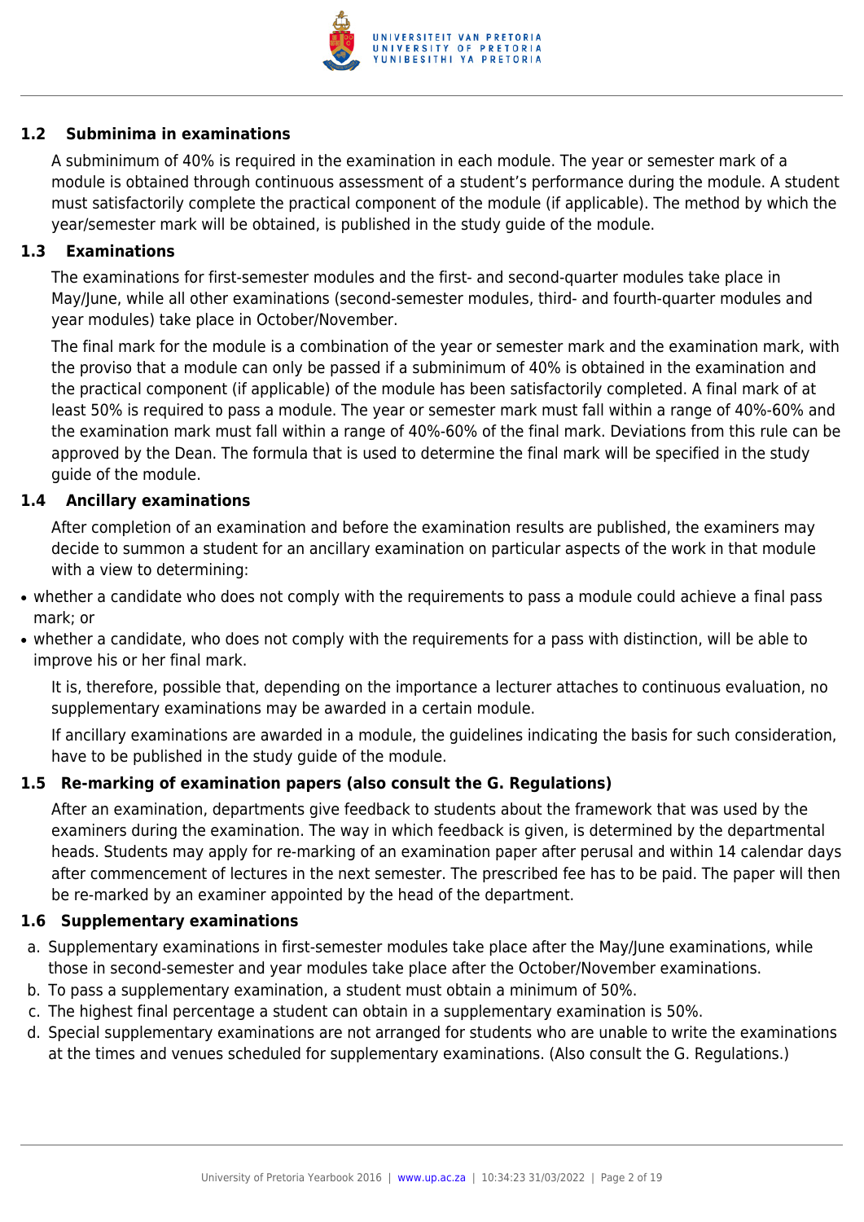### 1.2 Subminima in examinations

A subminimum of 40% is required in the examination in each module. The year or semester mark of a module is obtained through continuous assessment of a student's performance during the module. A student must satisfactorily complete the practical component of the module (if applicable). The method by which the year/semester mark will be obtained, is published in the study guide of the module.

### 1.3 Examinations

The examinations for first-semester modules and the first- and second-quarter modules take place in May/June, while all other examinations (second-semester modules, third- and fourth-quarter modules and year modules) take place in October/November.

The final mark for the module is a combination of the year or semester mark and the examination mark, with the proviso that a module can only be passed if a subminimum of 40% is obtained in the examination and the practical component (if applicable) of the module has been satisfactorily completed. A final mark of at least 50% is required to pass a module. The year or semester mark must fall within a range of 40%-60% and the examination mark must fall within a range of 40%-60% of the final mark. Deviations from this rule can be approved by the Dean. The formula that is used to determine the final mark will be specified in the study guide of the module.

### 1.4 Ancillary examinations

After completion of an examination and before the examination results are published, the examiners may decide to summon a student for an ancillary examination on particular aspects of the work in that module with a view to determining:

- whether a candidate who does not comply with the requirements to pass a module could achieve a final pass mark; or
- whether a candidate, who does not comply with the requirements for a pass with distinction, will be able to improve his or her final mark.

It is, therefore, possible that, depending on the importance a lecturer attaches to continuous evaluation, no supplementary examinations may be awarded in a certain module.

If ancillary examinations are awarded in a module, the guidelines indicating the basis for such consideration, have to be published in the study guide of the module.

### 1.5 Re-marking of examination papers (also consult the G. Regulations)

After an examination, departments give feedback to students about the framework that was used by the examiners during the examination. The way in which feedback is given, is determined by the departmental heads. Students may apply for re-marking of an examination paper after perusal and within 14 calendar days after commencement of lectures in the next semester. The prescribed fee has to be paid. The paper will then be re-marked by an examiner appointed by the head of the department.

### 1.6 Supplementary examinations

a. Supplementary examinations in first-semester modules take place after the May/June examinations, while those in second-semester and year modules take place after the October/November examinations.
b. To pass a supplementary examination, a student must obtain a minimum of 50%.
c. The highest final percentage a student can obtain in a supplementary examination is 50%.
d. Special supplementary examinations are not arranged for students who are unable to write the examinations at the times and venues scheduled for supplementary examinations. (Also consult the G. Regulations.)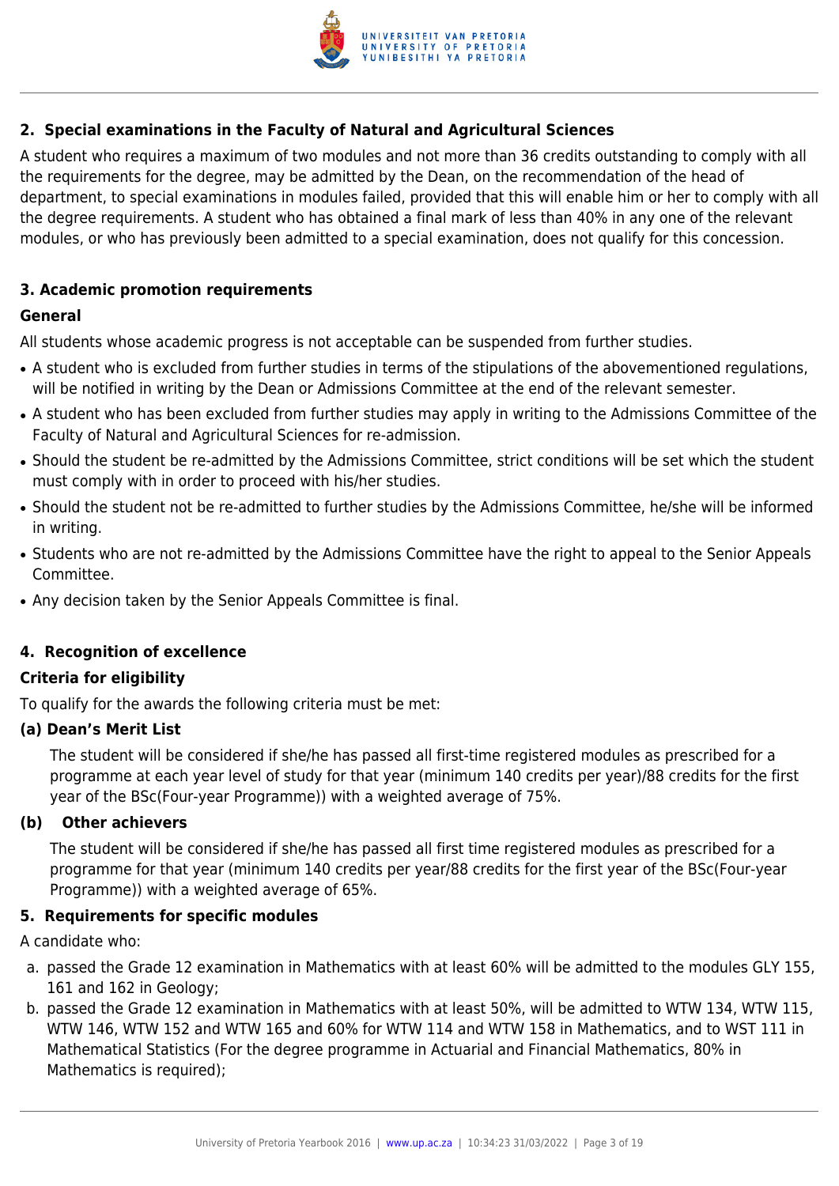## 2. Special examinations in the Faculty of Natural and Agricultural Sciences

A student who requires a maximum of two modules and not more than 36 credits outstanding to comply with all the requirements for the degree, may be admitted by the Dean, on the recommendation of the head of department, to special examinations in modules failed, provided that this will enable him or her to comply with all the degree requirements. A student who has obtained a final mark of less than 40% in any one of the relevant modules, or who has previously been admitted to a special examination, does not qualify for this concession.

## 3. Academic promotion requirements

### General

All students whose academic progress is not acceptable can be suspended from further studies.

- A student who is excluded from further studies in terms of the stipulations of the abovementioned regulations, will be notified in writing by the Dean or Admissions Committee at the end of the relevant semester.
- A student who has been excluded from further studies may apply in writing to the Admissions Committee of the Faculty of Natural and Agricultural Sciences for re-admission.
- Should the student be re-admitted by the Admissions Committee, strict conditions will be set which the student must comply with in order to proceed with his/her studies.
- Should the student not be re-admitted to further studies by the Admissions Committee, he/she will be informed in writing.
- Students who are not re-admitted by the Admissions Committee have the right to appeal to the Senior Appeals Committee.
- Any decision taken by the Senior Appeals Committee is final.

## 4. Recognition of excellence

### Criteria for eligibility

To qualify for the awards the following criteria must be met:

#### (a) Dean's Merit List

The student will be considered if she/he has passed all first-time registered modules as prescribed for a programme at each year level of study for that year (minimum 140 credits per year)/88 credits for the first year of the BSc(Four-year Programme)) with a weighted average of 75%.

#### (b) Other achievers

The student will be considered if she/he has passed all first time registered modules as prescribed for a programme for that year (minimum 140 credits per year/88 credits for the first year of the BSc(Four-year Programme)) with a weighted average of 65%.

## 5. Requirements for specific modules

A candidate who:

a. passed the Grade 12 examination in Mathematics with at least 60% will be admitted to the modules GLY 155, 161 and 162 in Geology;
b. passed the Grade 12 examination in Mathematics with at least 50%, will be admitted to WTW 134, WTW 115, WTW 146, WTW 152 and WTW 165 and 60% for WTW 114 and WTW 158 in Mathematics, and to WST 111 in Mathematical Statistics (For the degree programme in Actuarial and Financial Mathematics, 80% in Mathematics is required);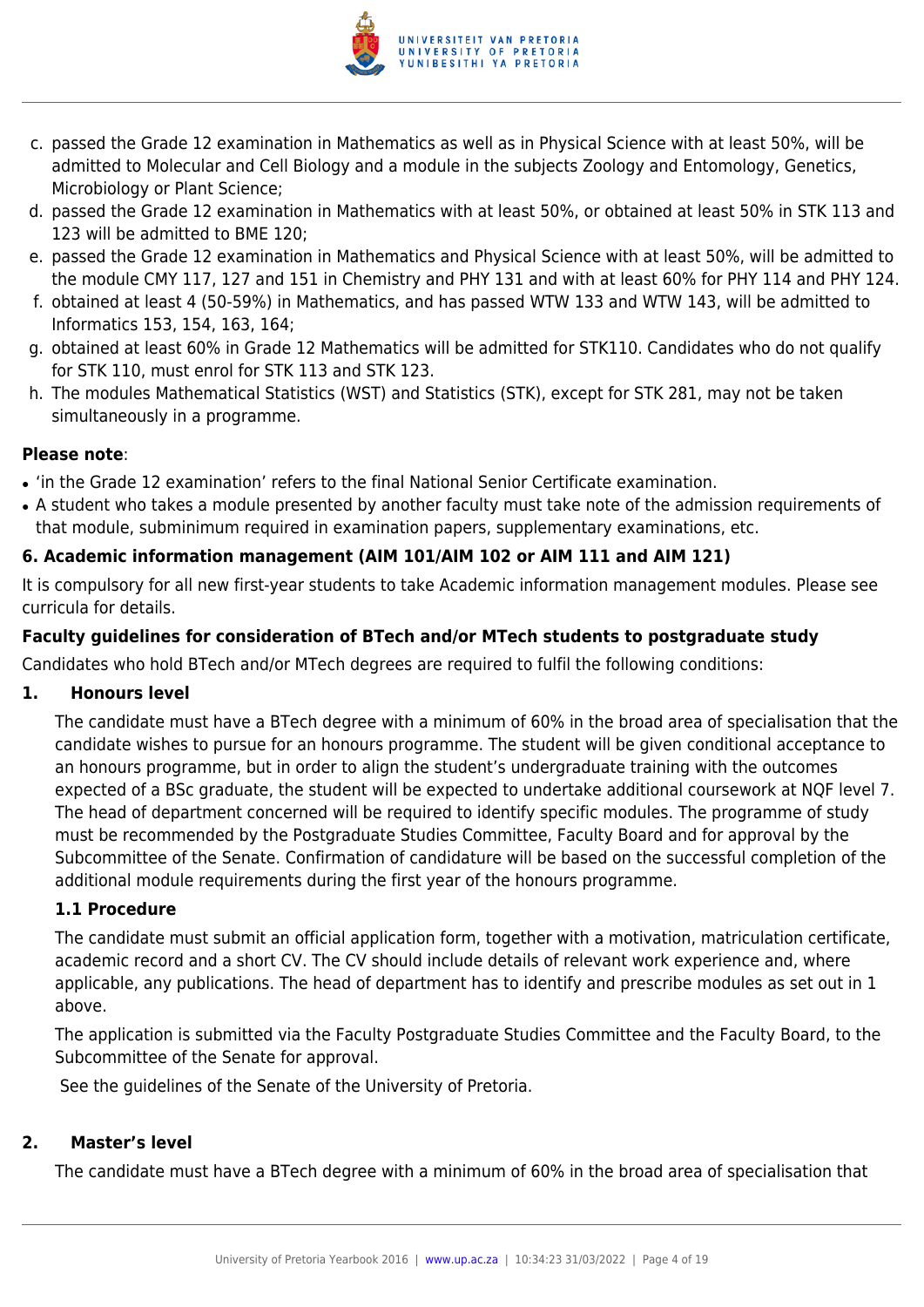c. passed the Grade 12 examination in Mathematics as well as in Physical Science with at least 50%, will be admitted to Molecular and Cell Biology and a module in the subjects Zoology and Entomology, Genetics, Microbiology or Plant Science;
d. passed the Grade 12 examination in Mathematics with at least 50%, or obtained at least 50% in STK 113 and 123 will be admitted to BME 120;
e. passed the Grade 12 examination in Mathematics and Physical Science with at least 50%, will be admitted to the module CMY 117, 127 and 151 in Chemistry and PHY 131 and with at least 60% for PHY 114 and PHY 124.
f. obtained at least 4 (50-59%) in Mathematics, and has passed WTW 133 and WTW 143, will be admitted to Informatics 153, 154, 163, 164;
g. obtained at least 60% in Grade 12 Mathematics will be admitted for STK110. Candidates who do not qualify for STK 110, must enrol for STK 113 and STK 123.
h. The modules Mathematical Statistics (WST) and Statistics (STK), except for STK 281, may not be taken simultaneously in a programme.

**Please note**:

- 'in the Grade 12 examination' refers to the final National Senior Certificate examination.
- A student who takes a module presented by another faculty must take note of the admission requirements of that module, subminimum required in examination papers, supplementary examinations, etc.

**6. Academic information management (AIM 101/AIM 102 or AIM 111 and AIM 121)**

It is compulsory for all new first-year students to take Academic information management modules. Please see curricula for details.

**Faculty guidelines for consideration of BTech and/or MTech students to postgraduate study**

Candidates who hold BTech and/or MTech degrees are required to fulfil the following conditions:

**1. Honours level**

The candidate must have a BTech degree with a minimum of 60% in the broad area of specialisation that the candidate wishes to pursue for an honours programme. The student will be given conditional acceptance to an honours programme, but in order to align the student's undergraduate training with the outcomes expected of a BSc graduate, the student will be expected to undertake additional coursework at NQF level 7. The head of department concerned will be required to identify specific modules. The programme of study must be recommended by the Postgraduate Studies Committee, Faculty Board and for approval by the Subcommittee of the Senate. Confirmation of candidature will be based on the successful completion of the additional module requirements during the first year of the honours programme.

**1.1 Procedure**

The candidate must submit an official application form, together with a motivation, matriculation certificate, academic record and a short CV. The CV should include details of relevant work experience and, where applicable, any publications. The head of department has to identify and prescribe modules as set out in 1 above.

The application is submitted via the Faculty Postgraduate Studies Committee and the Faculty Board, to the Subcommittee of the Senate for approval.

See the guidelines of the Senate of the University of Pretoria.

**2. Master's level**

The candidate must have a BTech degree with a minimum of 60% in the broad area of specialisation that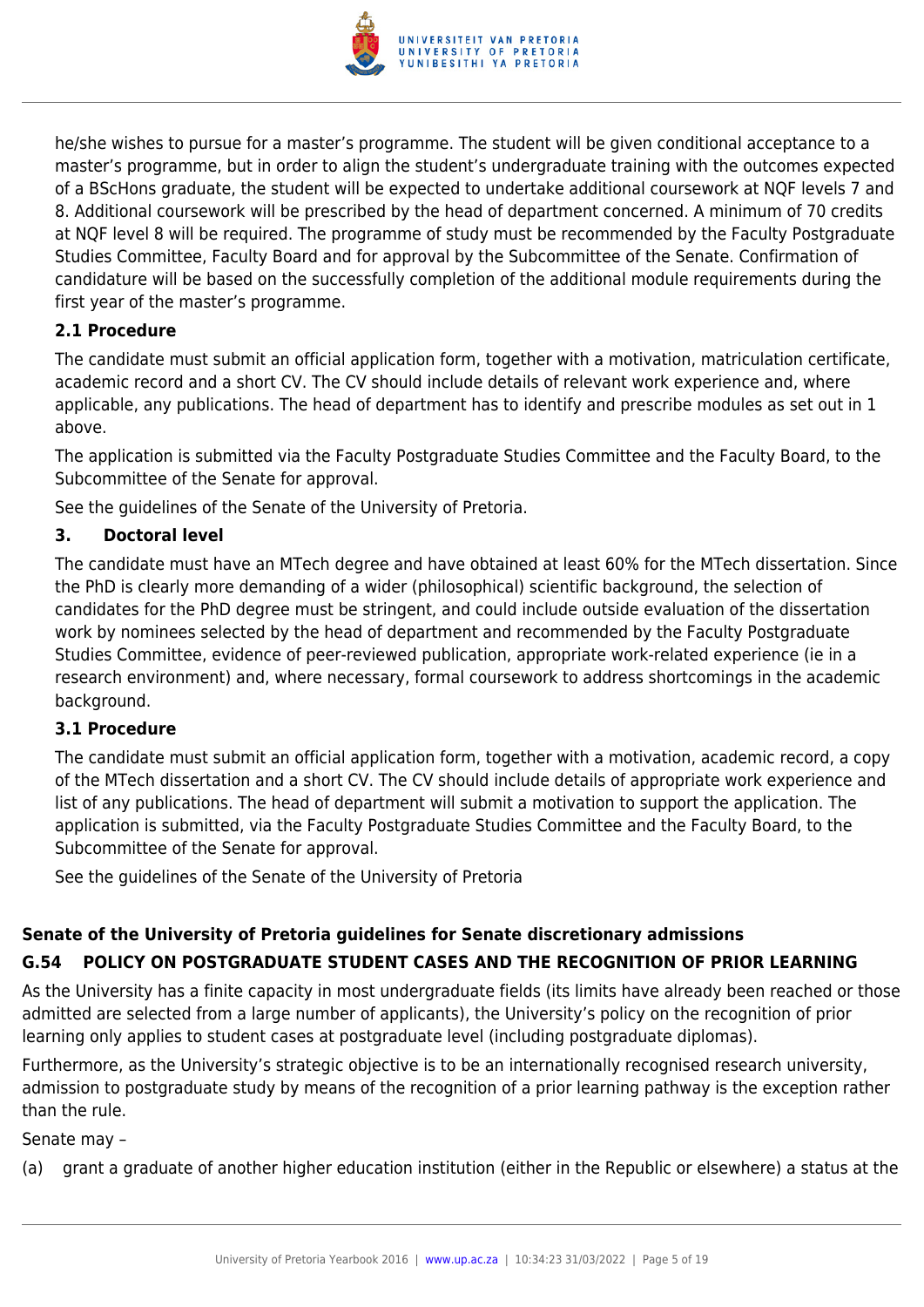he/she wishes to pursue for a master's programme. The student will be given conditional acceptance to a master's programme, but in order to align the student's undergraduate training with the outcomes expected of a BScHons graduate, the student will be expected to undertake additional coursework at NQF levels 7 and 8. Additional coursework will be prescribed by the head of department concerned. A minimum of 70 credits at NQF level 8 will be required. The programme of study must be recommended by the Faculty Postgraduate Studies Committee, Faculty Board and for approval by the Subcommittee of the Senate. Confirmation of candidature will be based on the successfully completion of the additional module requirements during the first year of the master's programme.

**2.1 Procedure**

The candidate must submit an official application form, together with a motivation, matriculation certificate, academic record and a short CV. The CV should include details of relevant work experience and, where applicable, any publications. The head of department has to identify and prescribe modules as set out in 1 above.

The application is submitted via the Faculty Postgraduate Studies Committee and the Faculty Board, to the Subcommittee of the Senate for approval.

See the guidelines of the Senate of the University of Pretoria.

**3. Doctoral level**

The candidate must have an MTech degree and have obtained at least 60% for the MTech dissertation. Since the PhD is clearly more demanding of a wider (philosophical) scientific background, the selection of candidates for the PhD degree must be stringent, and could include outside evaluation of the dissertation work by nominees selected by the head of department and recommended by the Faculty Postgraduate Studies Committee, evidence of peer-reviewed publication, appropriate work-related experience (ie in a research environment) and, where necessary, formal coursework to address shortcomings in the academic background.

**3.1 Procedure**

The candidate must submit an official application form, together with a motivation, academic record, a copy of the MTech dissertation and a short CV. The CV should include details of appropriate work experience and list of any publications. The head of department will submit a motivation to support the application. The application is submitted, via the Faculty Postgraduate Studies Committee and the Faculty Board, to the Subcommittee of the Senate for approval.

See the guidelines of the Senate of the University of Pretoria

**Senate of the University of Pretoria guidelines for Senate discretionary admissions**

**G.54 POLICY ON POSTGRADUATE STUDENT CASES AND THE RECOGNITION OF PRIOR LEARNING**

As the University has a finite capacity in most undergraduate fields (its limits have already been reached or those admitted are selected from a large number of applicants), the University's policy on the recognition of prior learning only applies to student cases at postgraduate level (including postgraduate diplomas).

Furthermore, as the University's strategic objective is to be an internationally recognised research university, admission to postgraduate study by means of the recognition of a prior learning pathway is the exception rather than the rule.

Senate may –

(a) grant a graduate of another higher education institution (either in the Republic or elsewhere) a status at the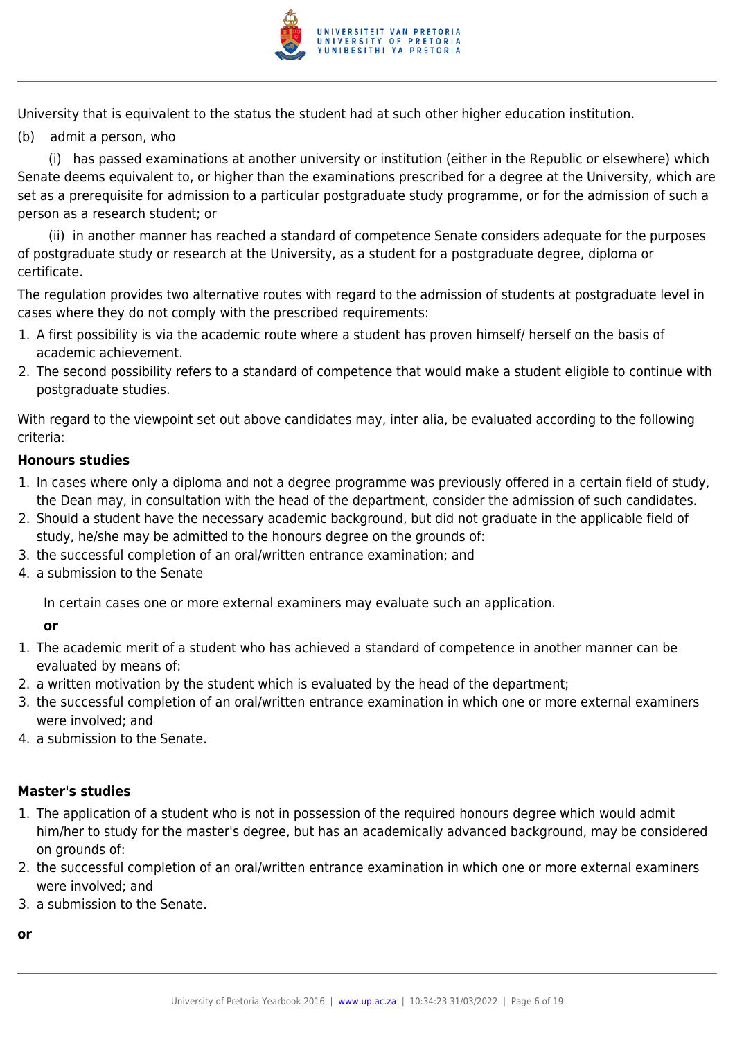University that is equivalent to the status the student had at such other higher education institution.

(b) admit a person, who

(i) has passed examinations at another university or institution (either in the Republic or elsewhere) which Senate deems equivalent to, or higher than the examinations prescribed for a degree at the University, which are set as a prerequisite for admission to a particular postgraduate study programme, or for the admission of such a person as a research student; or

(ii) in another manner has reached a standard of competence Senate considers adequate for the purposes of postgraduate study or research at the University, as a student for a postgraduate degree, diploma or certificate.

The regulation provides two alternative routes with regard to the admission of students at postgraduate level in cases where they do not comply with the prescribed requirements:

1. A first possibility is via the academic route where a student has proven himself/ herself on the basis of academic achievement.
2. The second possibility refers to a standard of competence that would make a student eligible to continue with postgraduate studies.

With regard to the viewpoint set out above candidates may, inter alia, be evaluated according to the following criteria:

**Honours studies**

1. In cases where only a diploma and not a degree programme was previously offered in a certain field of study, the Dean may, in consultation with the head of the department, consider the admission of such candidates.
2. Should a student have the necessary academic background, but did not graduate in the applicable field of study, he/she may be admitted to the honours degree on the grounds of:
3. the successful completion of an oral/written entrance examination; and
4. a submission to the Senate

In certain cases one or more external examiners may evaluate such an application.

**or**

1. The academic merit of a student who has achieved a standard of competence in another manner can be evaluated by means of:
2. a written motivation by the student which is evaluated by the head of the department;
3. the successful completion of an oral/written entrance examination in which one or more external examiners were involved; and
4. a submission to the Senate.

**Master's studies**

1. The application of a student who is not in possession of the required honours degree which would admit him/her to study for the master's degree, but has an academically advanced background, may be considered on grounds of:
2. the successful completion of an oral/written entrance examination in which one or more external examiners were involved; and
3. a submission to the Senate.

**or**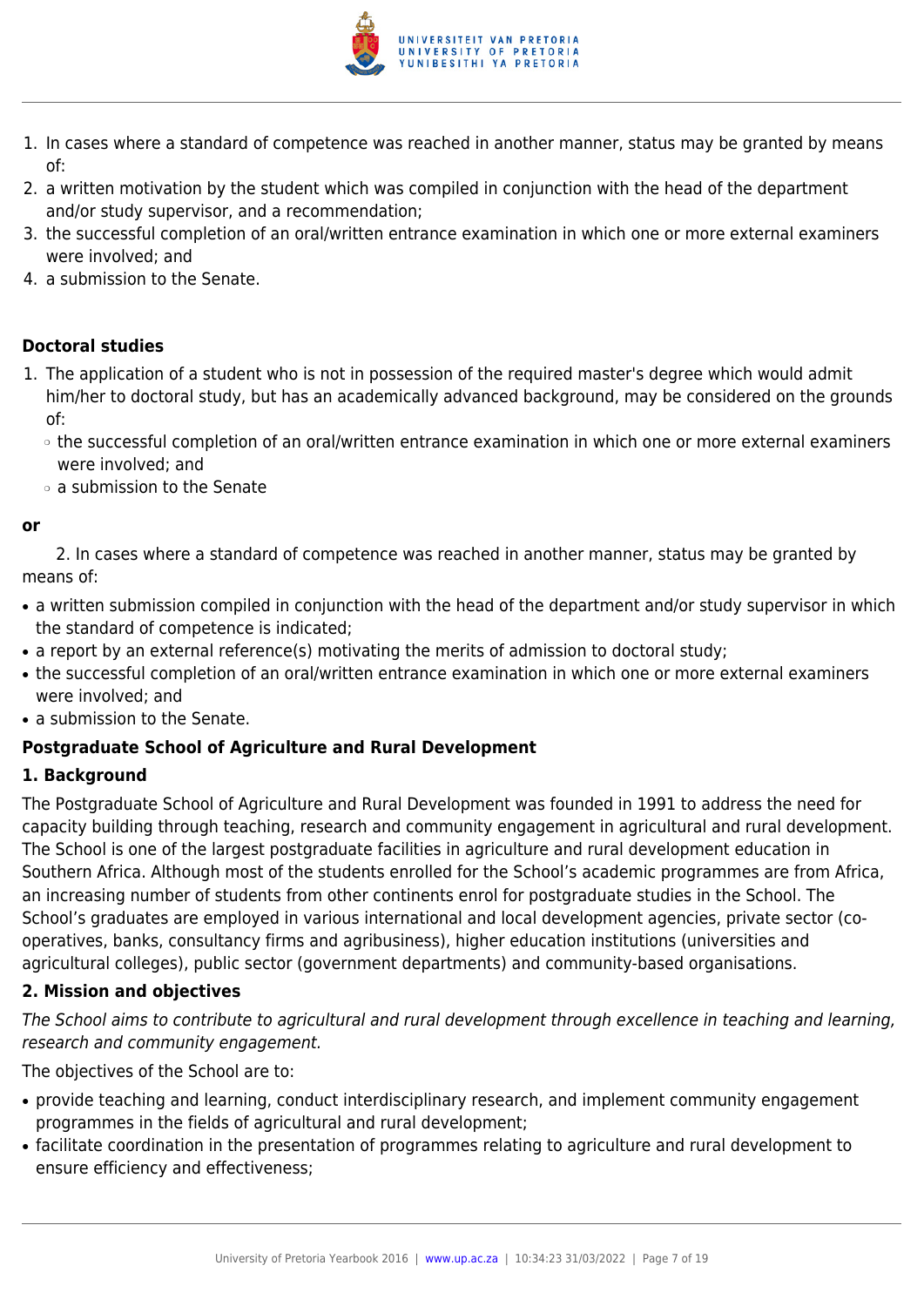1. In cases where a standard of competence was reached in another manner, status may be granted by means of:
2. a written motivation by the student which was compiled in conjunction with the head of the department and/or study supervisor, and a recommendation;
3. the successful completion of an oral/written entrance examination in which one or more external examiners were involved; and
4. a submission to the Senate.

**Doctoral studies**

1. The application of a student who is not in possession of the required master's degree which would admit him/her to doctoral study, but has an academically advanced background, may be considered on the grounds of:
   - the successful completion of an oral/written entrance examination in which one or more external examiners were involved; and
   - a submission to the Senate

**or**

2. In cases where a standard of competence was reached in another manner, status may be granted by means of:

- a written submission compiled in conjunction with the head of the department and/or study supervisor in which the standard of competence is indicated;
- a report by an external reference(s) motivating the merits of admission to doctoral study;
- the successful completion of an oral/written entrance examination in which one or more external examiners were involved; and
- a submission to the Senate.

**Postgraduate School of Agriculture and Rural Development**

**1. Background**

The Postgraduate School of Agriculture and Rural Development was founded in 1991 to address the need for capacity building through teaching, research and community engagement in agricultural and rural development. The School is one of the largest postgraduate facilities in agriculture and rural development education in Southern Africa. Although most of the students enrolled for the School's academic programmes are from Africa, an increasing number of students from other continents enrol for postgraduate studies in the School. The School's graduates are employed in various international and local development agencies, private sector (co-operatives, banks, consultancy firms and agribusiness), higher education institutions (universities and agricultural colleges), public sector (government departments) and community-based organisations.

**2. Mission and objectives**

*The School aims to contribute to agricultural and rural development through excellence in teaching and learning, research and community engagement.*

The objectives of the School are to:

- provide teaching and learning, conduct interdisciplinary research, and implement community engagement programmes in the fields of agricultural and rural development;
- facilitate coordination in the presentation of programmes relating to agriculture and rural development to ensure efficiency and effectiveness;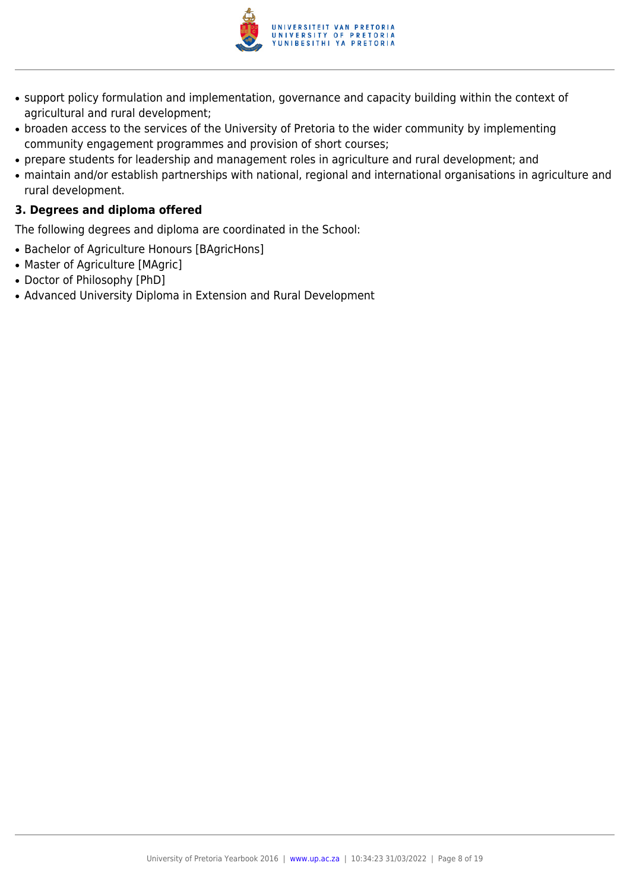- support policy formulation and implementation, governance and capacity building within the context of agricultural and rural development;
- broaden access to the services of the University of Pretoria to the wider community by implementing community engagement programmes and provision of short courses;
- prepare students for leadership and management roles in agriculture and rural development; and
- maintain and/or establish partnerships with national, regional and international organisations in agriculture and rural development.

### 3. Degrees and diploma offered

The following degrees and diploma are coordinated in the School:

- Bachelor of Agriculture Honours [BAgricHons]
- Master of Agriculture [MAgric]
- Doctor of Philosophy [PhD]
- Advanced University Diploma in Extension and Rural Development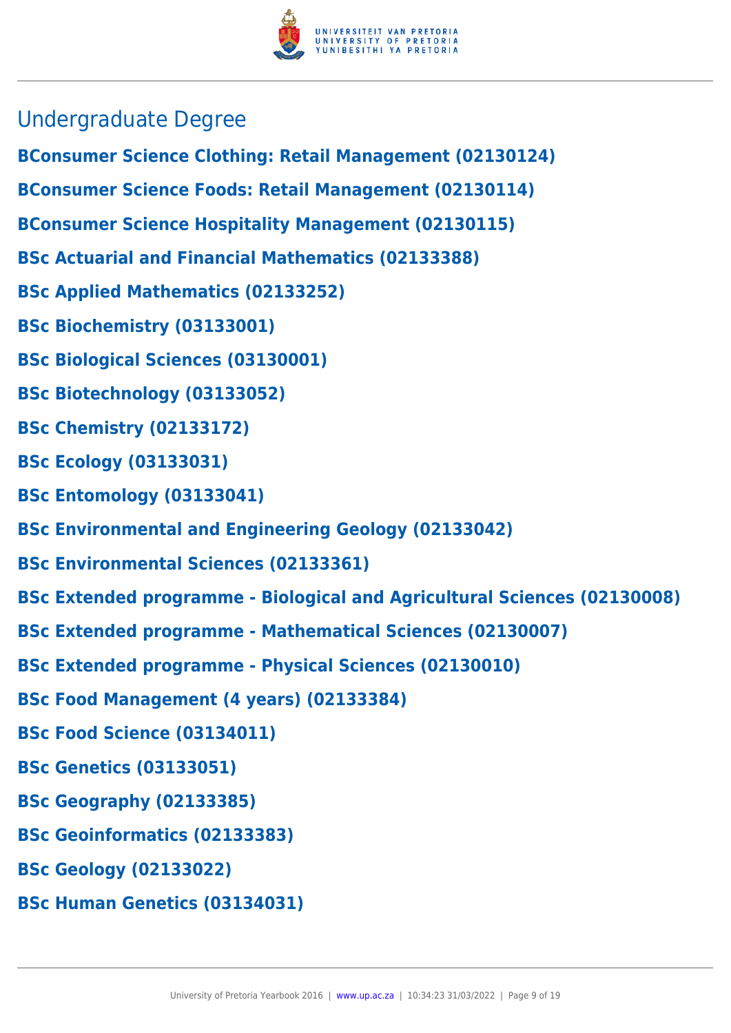## Undergraduate Degree

**BConsumer Science Clothing: Retail Management (02130124)**

**BConsumer Science Foods: Retail Management (02130114)**

**BConsumer Science Hospitality Management (02130115)**

**BSc Actuarial and Financial Mathematics (02133388)**

**BSc Applied Mathematics (02133252)**

**BSc Biochemistry (03133001)**

**BSc Biological Sciences (03130001)**

**BSc Biotechnology (03133052)**

**BSc Chemistry (02133172)**

**BSc Ecology (03133031)**

**BSc Entomology (03133041)**

**BSc Environmental and Engineering Geology (02133042)**

**BSc Environmental Sciences (02133361)**

**BSc Extended programme - Biological and Agricultural Sciences (02130008)**

**BSc Extended programme - Mathematical Sciences (02130007)**

**BSc Extended programme - Physical Sciences (02130010)**

**BSc Food Management (4 years) (02133384)**

**BSc Food Science (03134011)**

**BSc Genetics (03133051)**

**BSc Geography (02133385)**

**BSc Geoinformatics (02133383)**

**BSc Geology (02133022)**

**BSc Human Genetics (03134031)**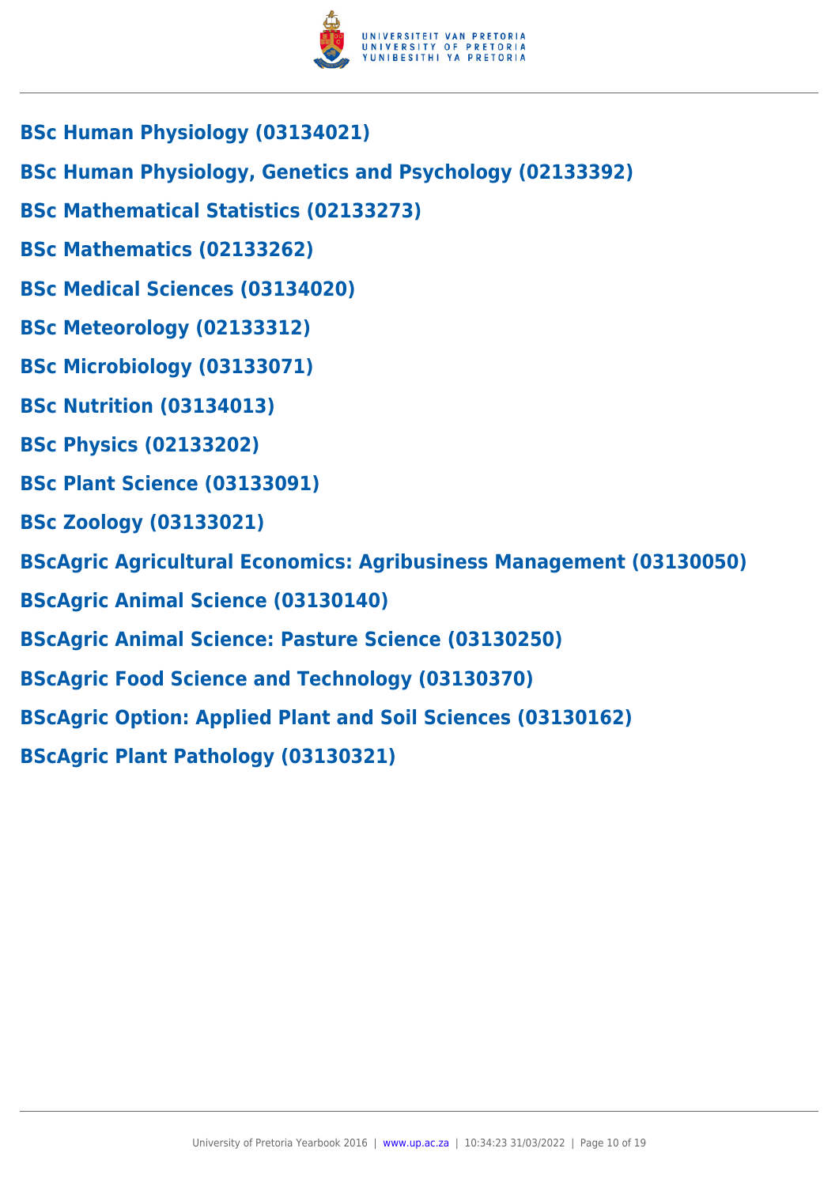**BSc Human Physiology (03134021)**

**BSc Human Physiology, Genetics and Psychology (02133392)**

**BSc Mathematical Statistics (02133273)**

**BSc Mathematics (02133262)**

**BSc Medical Sciences (03134020)**

**BSc Meteorology (02133312)**

**BSc Microbiology (03133071)**

**BSc Nutrition (03134013)**

**BSc Physics (02133202)**

**BSc Plant Science (03133091)**

**BSc Zoology (03133021)**

**BScAgric Agricultural Economics: Agribusiness Management (03130050)**

**BScAgric Animal Science (03130140)**

**BScAgric Animal Science: Pasture Science (03130250)**

**BScAgric Food Science and Technology (03130370)**

**BScAgric Option: Applied Plant and Soil Sciences (03130162)**

**BScAgric Plant Pathology (03130321)**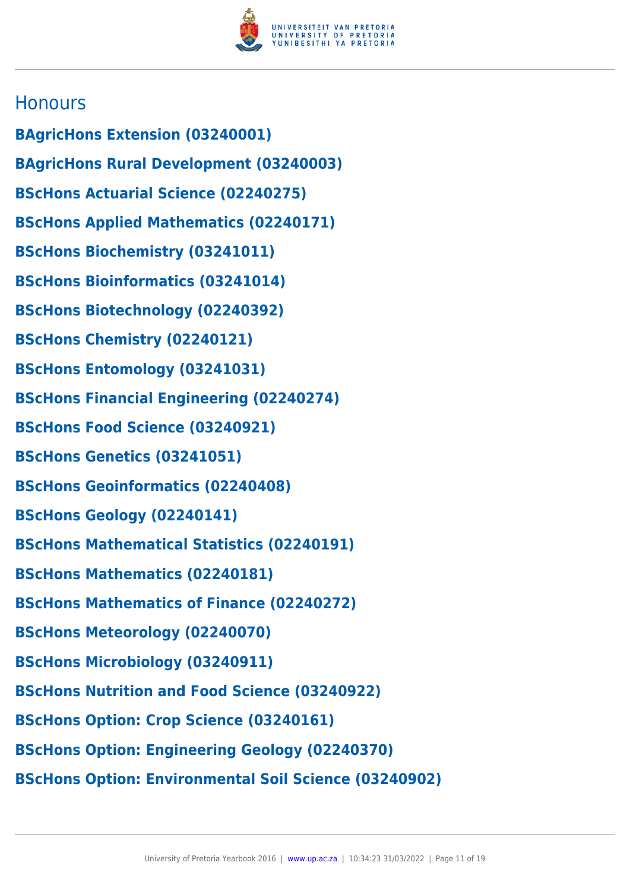## Honours

**BAgricHons Extension (03240001)**

**BAgricHons Rural Development (03240003)**

**BScHons Actuarial Science (02240275)**

**BScHons Applied Mathematics (02240171)**

**BScHons Biochemistry (03241011)**

**BScHons Bioinformatics (03241014)**

**BScHons Biotechnology (02240392)**

**BScHons Chemistry (02240121)**

**BScHons Entomology (03241031)**

**BScHons Financial Engineering (02240274)**

**BScHons Food Science (03240921)**

**BScHons Genetics (03241051)**

**BScHons Geoinformatics (02240408)**

**BScHons Geology (02240141)**

**BScHons Mathematical Statistics (02240191)**

**BScHons Mathematics (02240181)**

**BScHons Mathematics of Finance (02240272)**

**BScHons Meteorology (02240070)**

**BScHons Microbiology (03240911)**

**BScHons Nutrition and Food Science (03240922)**

**BScHons Option: Crop Science (03240161)**

**BScHons Option: Engineering Geology (02240370)**

**BScHons Option: Environmental Soil Science (03240902)**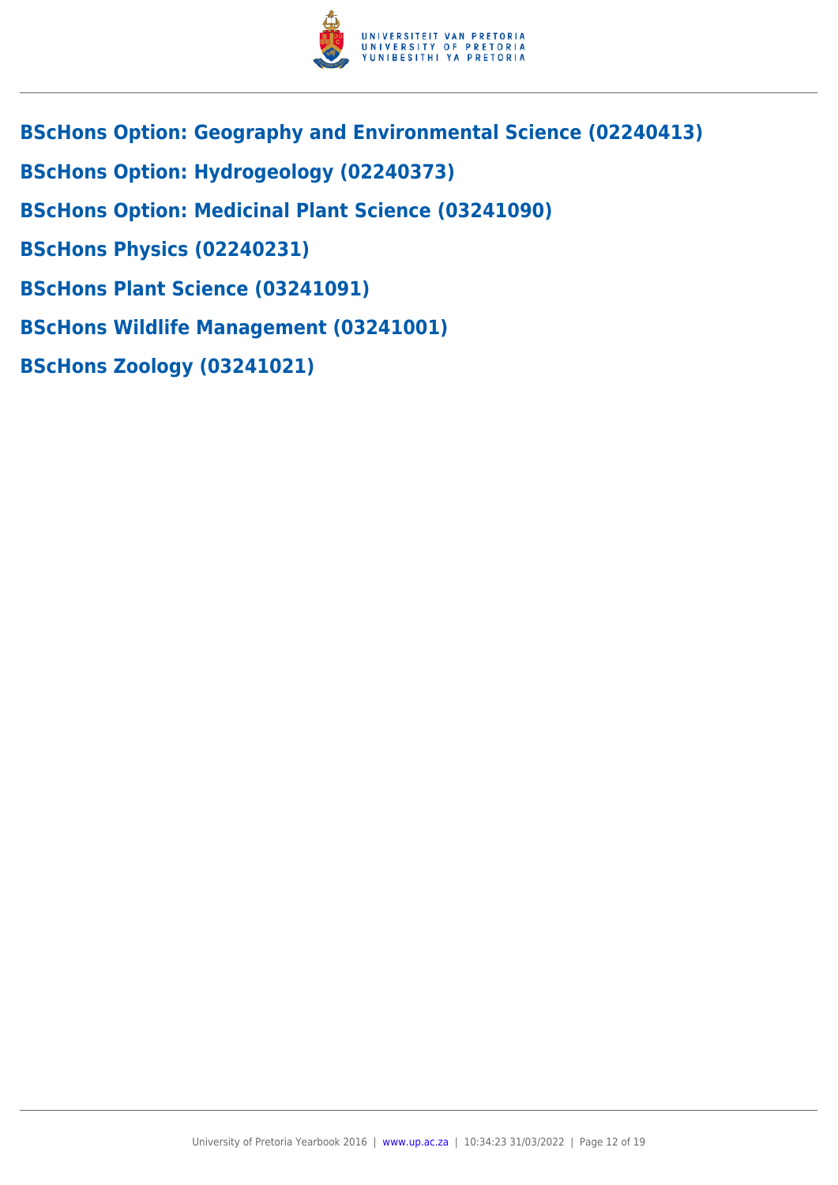## BScHons Option: Geography and Environmental Science (02240413)

## BScHons Option: Hydrogeology (02240373)

## BScHons Option: Medicinal Plant Science (03241090)

## BScHons Physics (02240231)

## BScHons Plant Science (03241091)

## BScHons Wildlife Management (03241001)

## BScHons Zoology (03241021)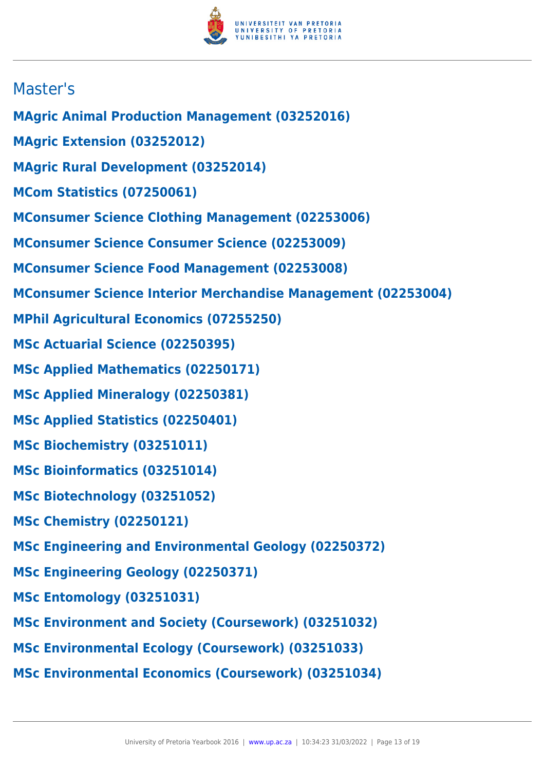## Master's

**MAgric Animal Production Management (03252016)**

**MAgric Extension (03252012)**

**MAgric Rural Development (03252014)**

**MCom Statistics (07250061)**

**MConsumer Science Clothing Management (02253006)**

**MConsumer Science Consumer Science (02253009)**

**MConsumer Science Food Management (02253008)**

**MConsumer Science Interior Merchandise Management (02253004)**

**MPhil Agricultural Economics (07255250)**

**MSc Actuarial Science (02250395)**

**MSc Applied Mathematics (02250171)**

**MSc Applied Mineralogy (02250381)**

**MSc Applied Statistics (02250401)**

**MSc Biochemistry (03251011)**

**MSc Bioinformatics (03251014)**

**MSc Biotechnology (03251052)**

**MSc Chemistry (02250121)**

**MSc Engineering and Environmental Geology (02250372)**

**MSc Engineering Geology (02250371)**

**MSc Entomology (03251031)**

**MSc Environment and Society (Coursework) (03251032)**

**MSc Environmental Ecology (Coursework) (03251033)**

**MSc Environmental Economics (Coursework) (03251034)**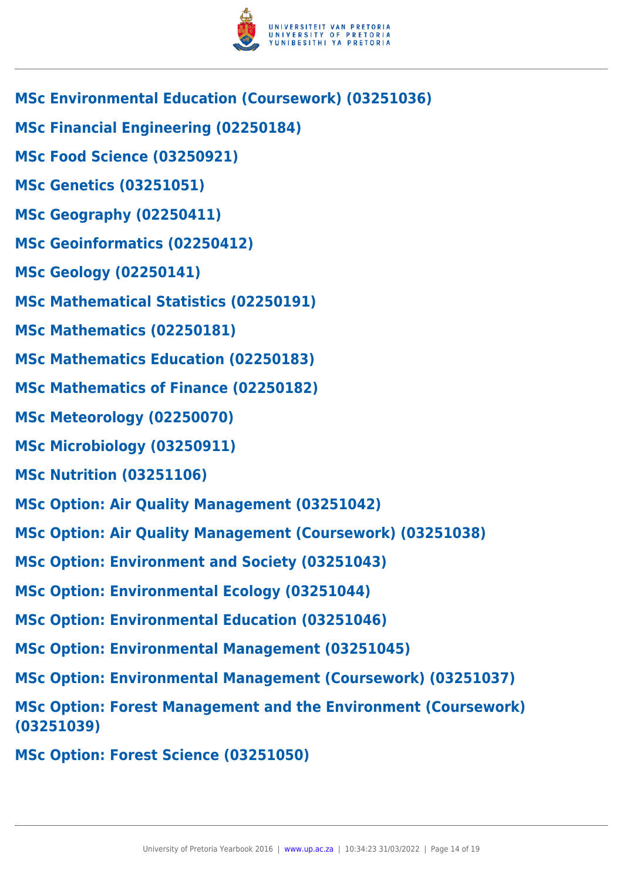**MSc Environmental Education (Coursework) (03251036)**

**MSc Financial Engineering (02250184)**

**MSc Food Science (03250921)**

**MSc Genetics (03251051)**

**MSc Geography (02250411)**

**MSc Geoinformatics (02250412)**

**MSc Geology (02250141)**

**MSc Mathematical Statistics (02250191)**

**MSc Mathematics (02250181)**

**MSc Mathematics Education (02250183)**

**MSc Mathematics of Finance (02250182)**

**MSc Meteorology (02250070)**

**MSc Microbiology (03250911)**

**MSc Nutrition (03251106)**

**MSc Option: Air Quality Management (03251042)**

**MSc Option: Air Quality Management (Coursework) (03251038)**

**MSc Option: Environment and Society (03251043)**

**MSc Option: Environmental Ecology (03251044)**

**MSc Option: Environmental Education (03251046)**

**MSc Option: Environmental Management (03251045)**

**MSc Option: Environmental Management (Coursework) (03251037)**

**MSc Option: Forest Management and the Environment (Coursework) (03251039)**

**MSc Option: Forest Science (03251050)**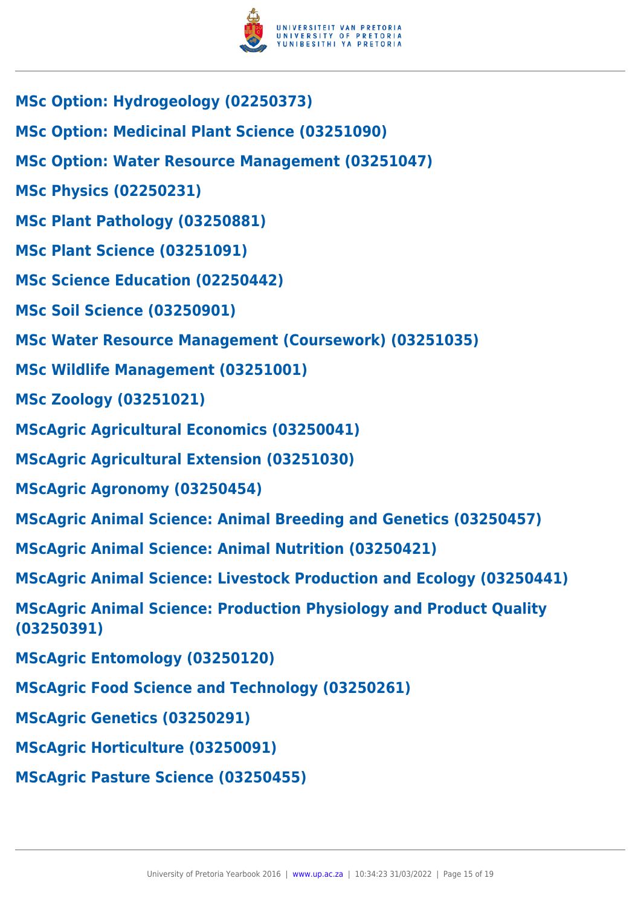**MSc Option: Hydrogeology (02250373)**

**MSc Option: Medicinal Plant Science (03251090)**

**MSc Option: Water Resource Management (03251047)**

**MSc Physics (02250231)**

**MSc Plant Pathology (03250881)**

**MSc Plant Science (03251091)**

**MSc Science Education (02250442)**

**MSc Soil Science (03250901)**

**MSc Water Resource Management (Coursework) (03251035)**

**MSc Wildlife Management (03251001)**

**MSc Zoology (03251021)**

**MScAgric Agricultural Economics (03250041)**

**MScAgric Agricultural Extension (03251030)**

**MScAgric Agronomy (03250454)**

**MScAgric Animal Science: Animal Breeding and Genetics (03250457)**

**MScAgric Animal Science: Animal Nutrition (03250421)**

**MScAgric Animal Science: Livestock Production and Ecology (03250441)**

**MScAgric Animal Science: Production Physiology and Product Quality (03250391)**

**MScAgric Entomology (03250120)**

**MScAgric Food Science and Technology (03250261)**

**MScAgric Genetics (03250291)**

**MScAgric Horticulture (03250091)**

**MScAgric Pasture Science (03250455)**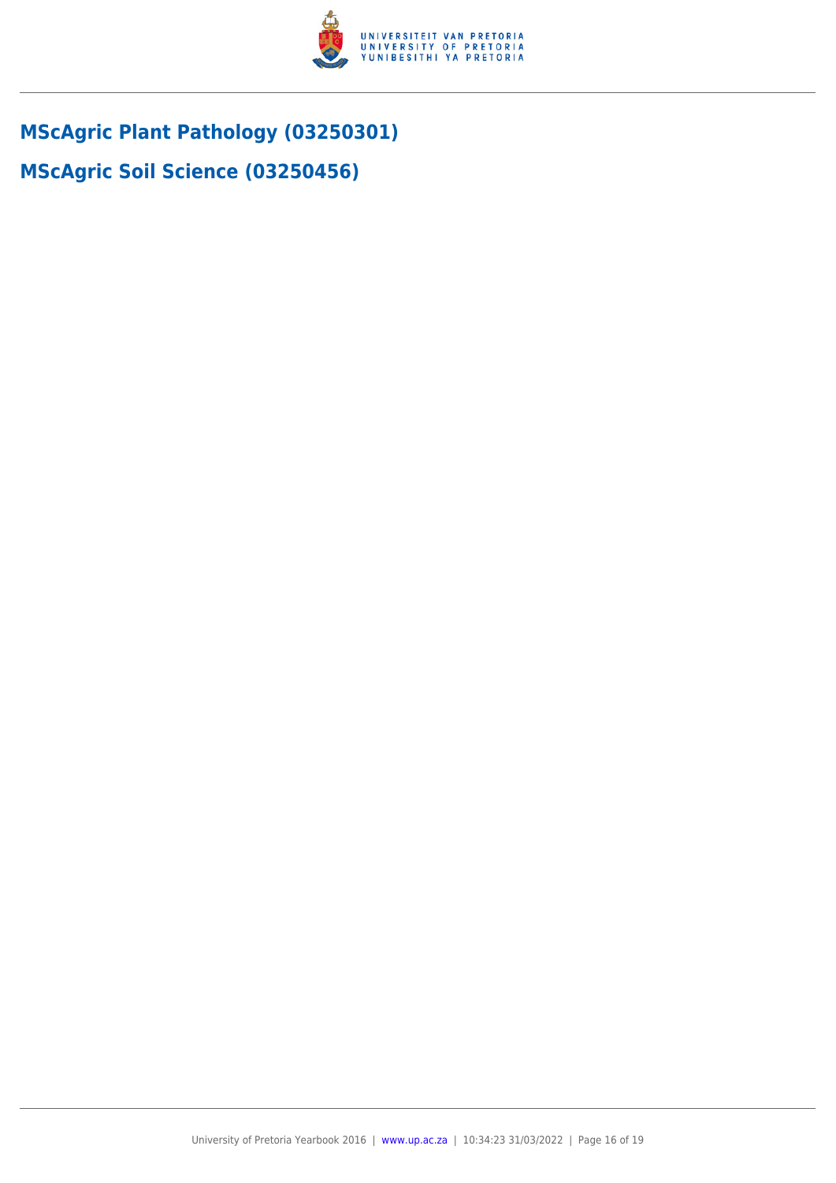## MScAgric Plant Pathology (03250301)

## MScAgric Soil Science (03250456)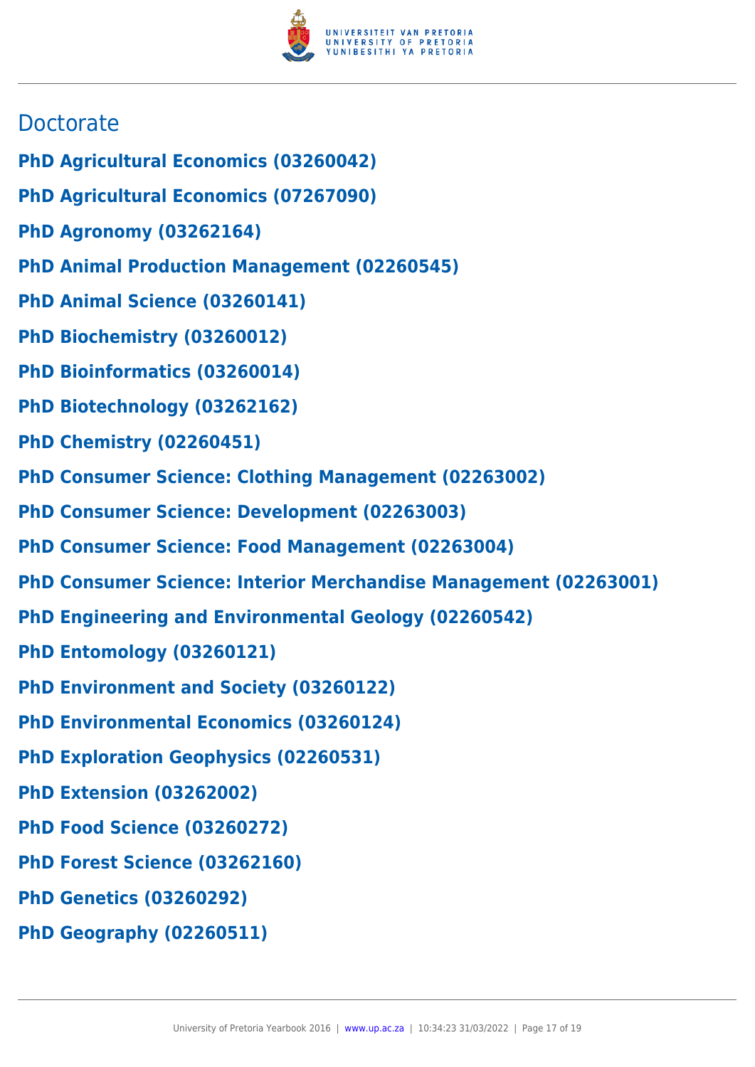## Doctorate

**PhD Agricultural Economics (03260042)**

**PhD Agricultural Economics (07267090)**

**PhD Agronomy (03262164)**

**PhD Animal Production Management (02260545)**

**PhD Animal Science (03260141)**

**PhD Biochemistry (03260012)**

**PhD Bioinformatics (03260014)**

**PhD Biotechnology (03262162)**

**PhD Chemistry (02260451)**

**PhD Consumer Science: Clothing Management (02263002)**

**PhD Consumer Science: Development (02263003)**

**PhD Consumer Science: Food Management (02263004)**

**PhD Consumer Science: Interior Merchandise Management (02263001)**

**PhD Engineering and Environmental Geology (02260542)**

**PhD Entomology (03260121)**

**PhD Environment and Society (03260122)**

**PhD Environmental Economics (03260124)**

**PhD Exploration Geophysics (02260531)**

**PhD Extension (03262002)**

**PhD Food Science (03260272)**

**PhD Forest Science (03262160)**

**PhD Genetics (03260292)**

**PhD Geography (02260511)**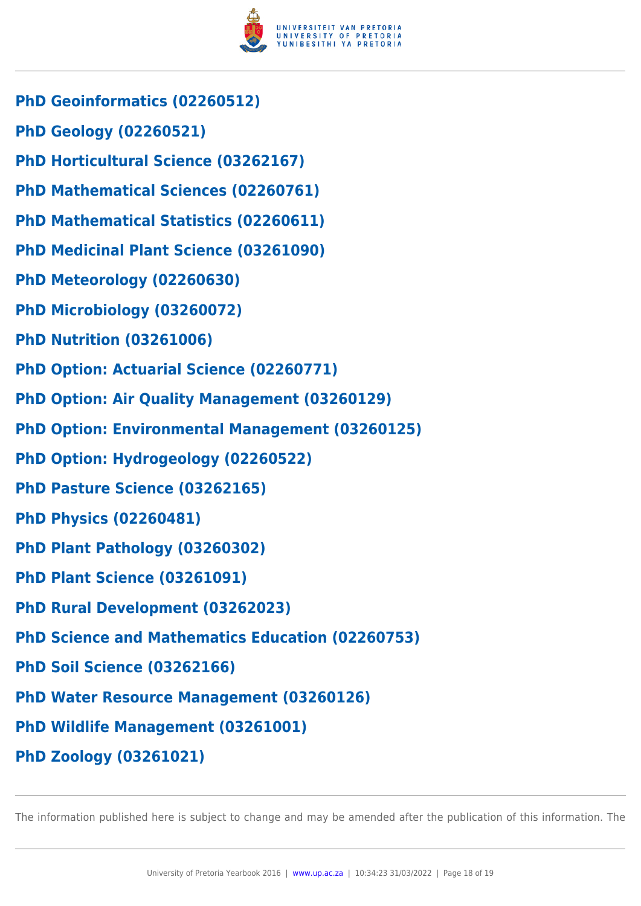**PhD Geoinformatics (02260512)**

**PhD Geology (02260521)**

**PhD Horticultural Science (03262167)**

**PhD Mathematical Sciences (02260761)**

**PhD Mathematical Statistics (02260611)**

**PhD Medicinal Plant Science (03261090)**

**PhD Meteorology (02260630)**

**PhD Microbiology (03260072)**

**PhD Nutrition (03261006)**

**PhD Option: Actuarial Science (02260771)**

**PhD Option: Air Quality Management (03260129)**

**PhD Option: Environmental Management (03260125)**

**PhD Option: Hydrogeology (02260522)**

**PhD Pasture Science (03262165)**

**PhD Physics (02260481)**

**PhD Plant Pathology (03260302)**

**PhD Plant Science (03261091)**

**PhD Rural Development (03262023)**

**PhD Science and Mathematics Education (02260753)**

**PhD Soil Science (03262166)**

**PhD Water Resource Management (03260126)**

**PhD Wildlife Management (03261001)**

**PhD Zoology (03261021)**

The information published here is subject to change and may be amended after the publication of this information. The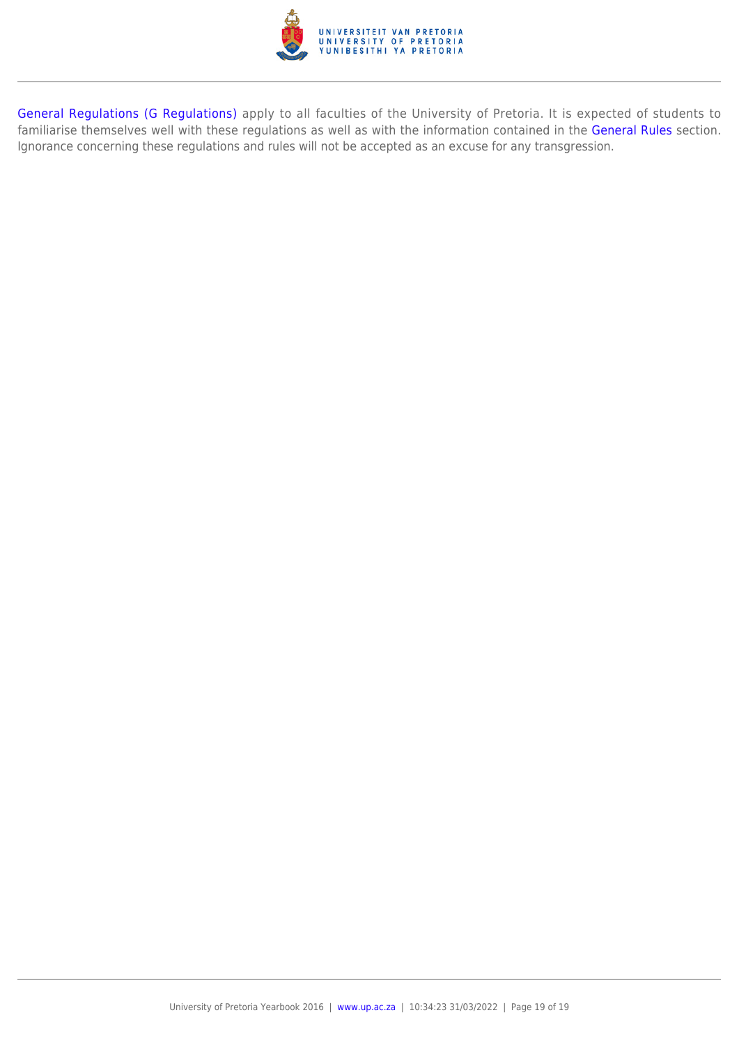General Regulations (G Regulations) apply to all faculties of the University of Pretoria. It is expected of students to familiarise themselves well with these regulations as well as with the information contained in the General Rules section. Ignorance concerning these regulations and rules will not be accepted as an excuse for any transgression.